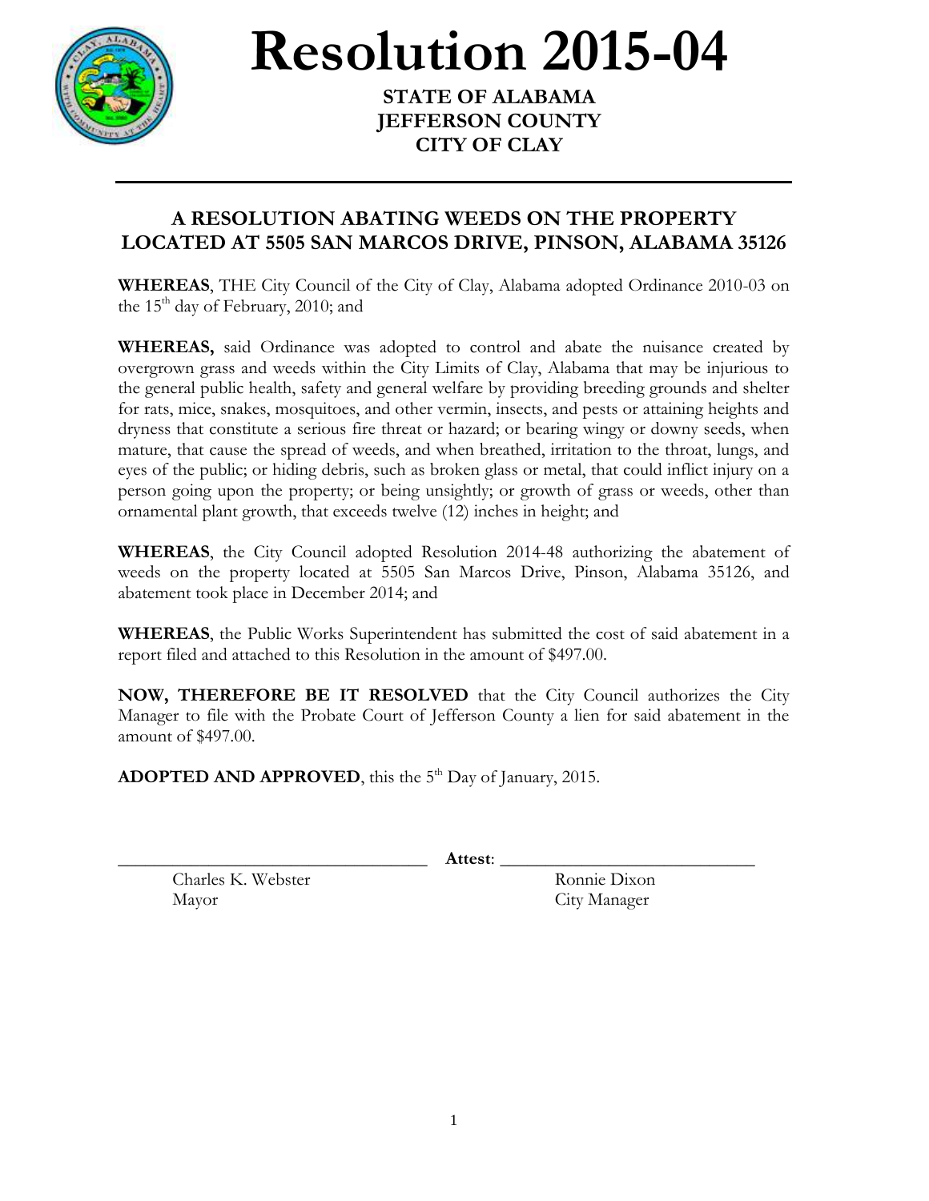# Resolution 2015-04

**STATE OF ALABAMA**
**JEFFERSON COUNTY**
**CITY OF CLAY**

---

## A RESOLUTION ABATING WEEDS ON THE PROPERTY LOCATED AT 5505 SAN MARCOS DRIVE, PINSON, ALABAMA 35126

**WHEREAS**, THE City Council of the City of Clay, Alabama adopted Ordinance 2010-03 on the 15th day of February, 2010; and

**WHEREAS,** said Ordinance was adopted to control and abate the nuisance created by overgrown grass and weeds within the City Limits of Clay, Alabama that may be injurious to the general public health, safety and general welfare by providing breeding grounds and shelter for rats, mice, snakes, mosquitoes, and other vermin, insects, and pests or attaining heights and dryness that constitute a serious fire threat or hazard; or bearing wingy or downy seeds, when mature, that cause the spread of weeds, and when breathed, irritation to the throat, lungs, and eyes of the public; or hiding debris, such as broken glass or metal, that could inflict injury on a person going upon the property; or being unsightly; or growth of grass or weeds, other than ornamental plant growth, that exceeds twelve (12) inches in height; and

**WHEREAS**, the City Council adopted Resolution 2014-48 authorizing the abatement of weeds on the property located at 5505 San Marcos Drive, Pinson, Alabama 35126, and abatement took place in December 2014; and

**WHEREAS**, the Public Works Superintendent has submitted the cost of said abatement in a report filed and attached to this Resolution in the amount of $497.00.

**NOW, THEREFORE BE IT RESOLVED** that the City Council authorizes the City Manager to file with the Probate Court of Jefferson County a lien for said abatement in the amount of $497.00.

**ADOPTED AND APPROVED**, this the 5th Day of January, 2015.

\_\_\_\_\_\_\_\_\_\_\_\_\_\_\_\_\_\_\_\_\_\_\_\_\_\_\_\_\_\_\_\_\_\_ **Attest**: \_\_\_\_\_\_\_\_\_\_\_\_\_\_\_\_\_\_\_\_\_\_\_\_\_\_\_\_\_\_

Charles K. Webster — Mayor

Ronnie Dixon — City Manager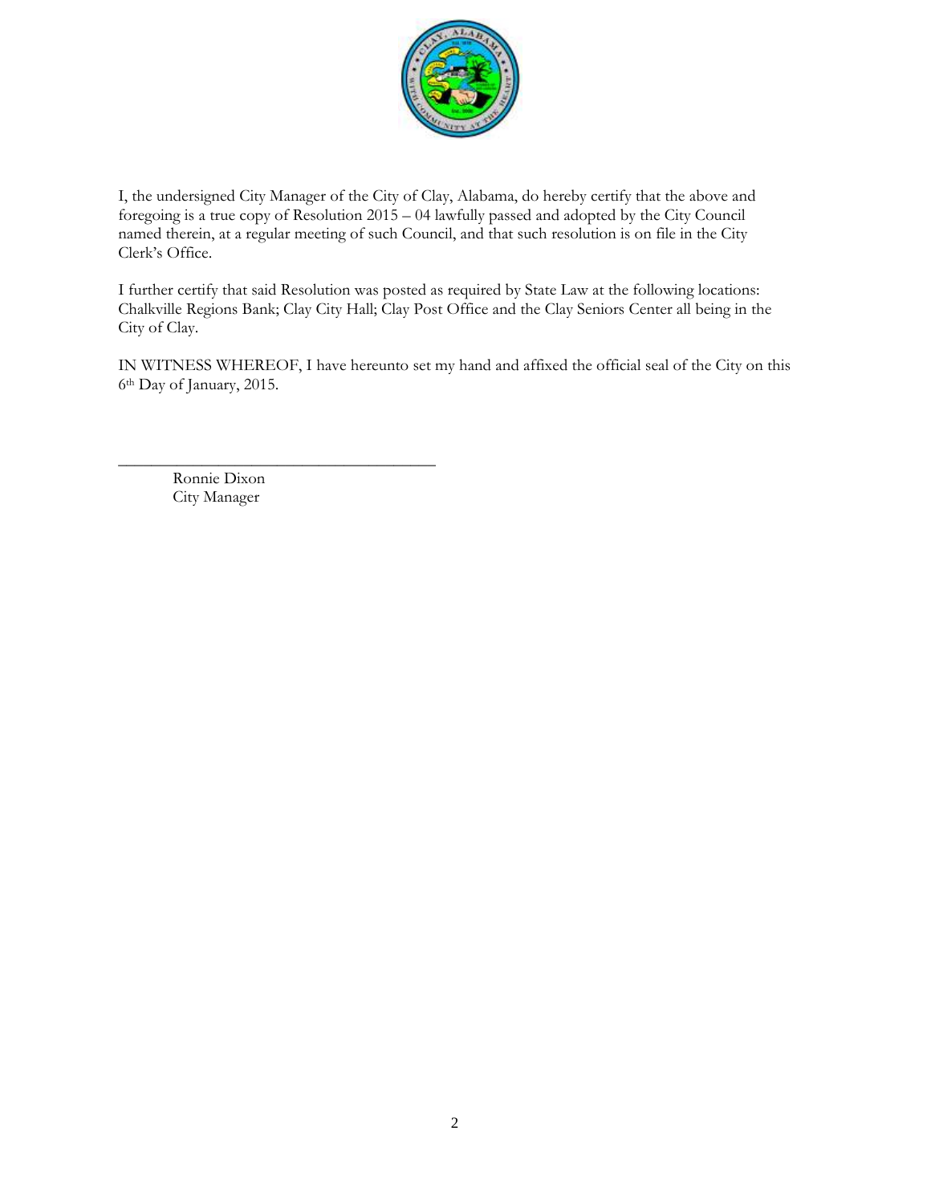I, the undersigned City Manager of the City of Clay, Alabama, do hereby certify that the above and foregoing is a true copy of Resolution 2015 – 04 lawfully passed and adopted by the City Council named therein, at a regular meeting of such Council, and that such resolution is on file in the City Clerk's Office.

I further certify that said Resolution was posted as required by State Law at the following locations: Chalkville Regions Bank; Clay City Hall; Clay Post Office and the Clay Seniors Center all being in the City of Clay.

IN WITNESS WHEREOF, I have hereunto set my hand and affixed the official seal of the City on this 6th Day of January, 2015.

\_\_\_\_\_\_\_\_\_\_\_\_\_\_\_\_\_\_\_\_\_\_\_\_\_\_\_\_\_\_\_\_\_\_\_\_\_\_\_\_

Ronnie Dixon
City Manager